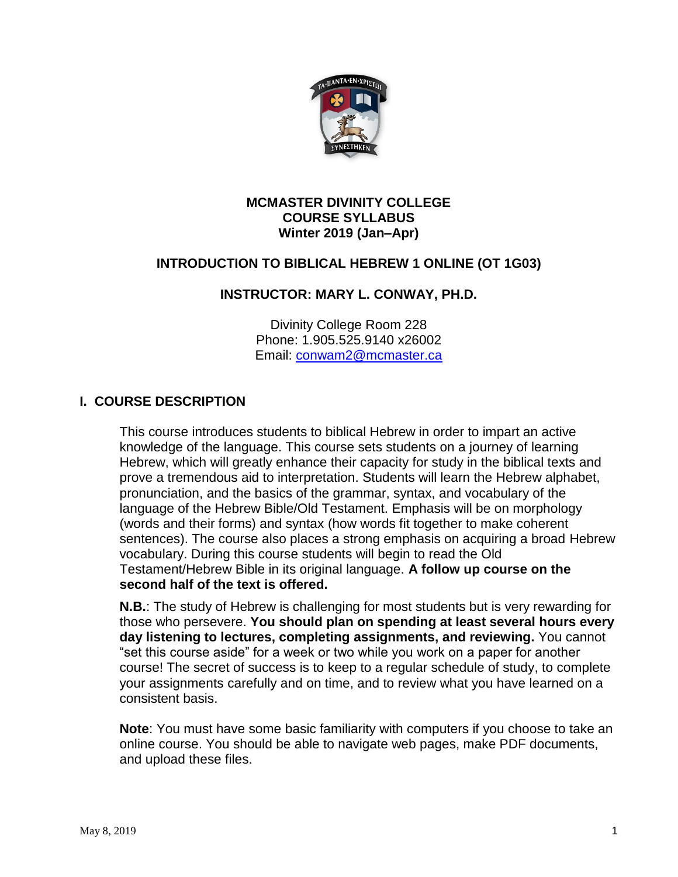**MCMASTER DIVINITY COLLEGE**
**COURSE SYLLABUS**
**Winter 2019 (Jan–Apr)**

# INTRODUCTION TO BIBLICAL HEBREW 1 ONLINE (OT 1G03)

## INSTRUCTOR: MARY L. CONWAY, PH.D.

Divinity College Room 228
Phone: 1.905.525.9140 x26002
Email: conwam2@mcmaster.ca

## I. COURSE DESCRIPTION

This course introduces students to biblical Hebrew in order to impart an active knowledge of the language. This course sets students on a journey of learning Hebrew, which will greatly enhance their capacity for study in the biblical texts and prove a tremendous aid to interpretation. Students will learn the Hebrew alphabet, pronunciation, and the basics of the grammar, syntax, and vocabulary of the language of the Hebrew Bible/Old Testament. Emphasis will be on morphology (words and their forms) and syntax (how words fit together to make coherent sentences). The course also places a strong emphasis on acquiring a broad Hebrew vocabulary. During this course students will begin to read the Old Testament/Hebrew Bible in its original language. **A follow up course on the second half of the text is offered.**

**N.B.**: The study of Hebrew is challenging for most students but is very rewarding for those who persevere. **You should plan on spending at least several hours every day listening to lectures, completing assignments, and reviewing.** You cannot "set this course aside" for a week or two while you work on a paper for another course! The secret of success is to keep to a regular schedule of study, to complete your assignments carefully and on time, and to review what you have learned on a consistent basis.

**Note**: You must have some basic familiarity with computers if you choose to take an online course. You should be able to navigate web pages, make PDF documents, and upload these files.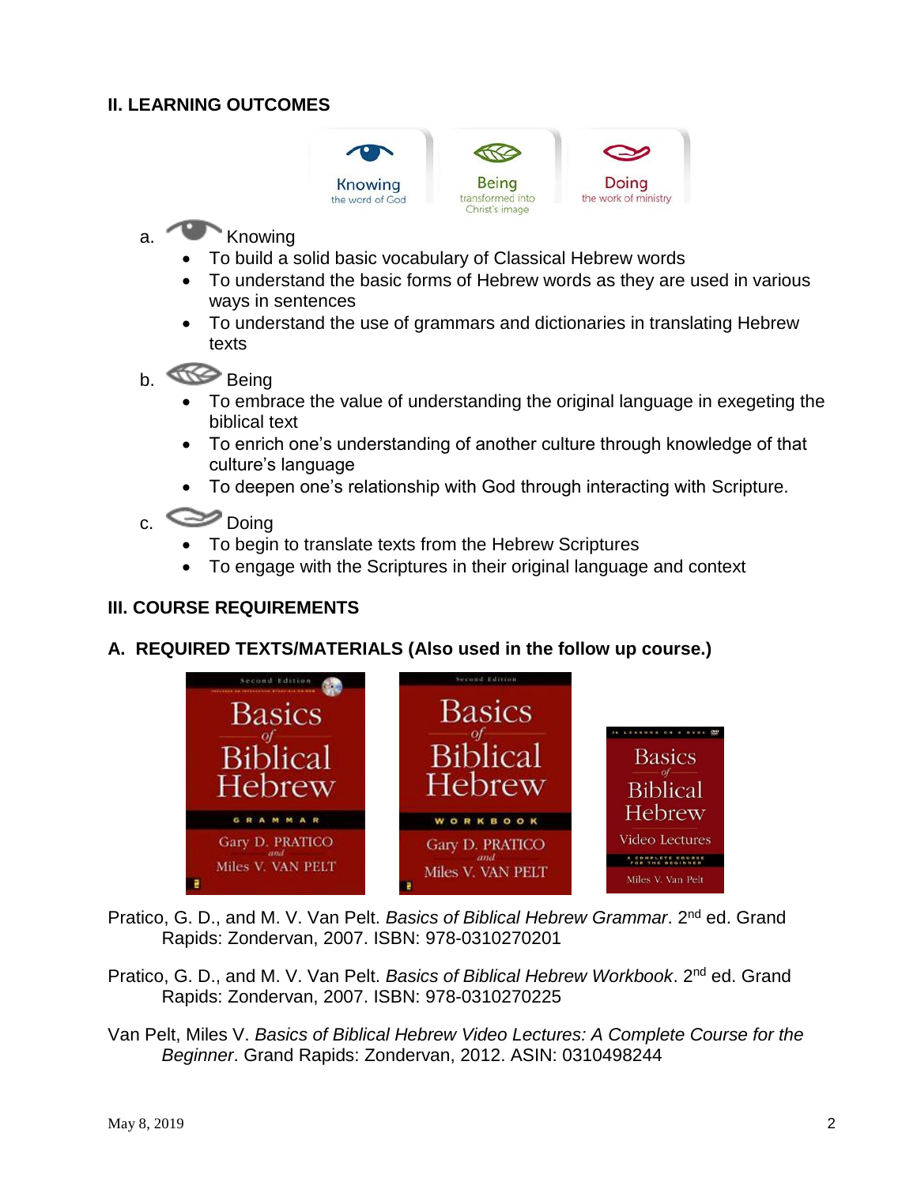## II. LEARNING OUTCOMES

Knowing the word of God | Being transformed into Christ's image | Doing the work of ministry

a. Knowing
- To build a solid basic vocabulary of Classical Hebrew words
- To understand the basic forms of Hebrew words as they are used in various ways in sentences
- To understand the use of grammars and dictionaries in translating Hebrew texts

b. Being
- To embrace the value of understanding the original language in exegeting the biblical text
- To enrich one's understanding of another culture through knowledge of that culture's language
- To deepen one's relationship with God through interacting with Scripture.

c. Doing
- To begin to translate texts from the Hebrew Scriptures
- To engage with the Scriptures in their original language and context

## III. COURSE REQUIREMENTS

### A. REQUIRED TEXTS/MATERIALS (Also used in the follow up course.)

Pratico, G. D., and M. V. Van Pelt. *Basics of Biblical Hebrew Grammar*. 2nd ed. Grand Rapids: Zondervan, 2007. ISBN: 978-0310270201

Pratico, G. D., and M. V. Van Pelt. *Basics of Biblical Hebrew Workbook*. 2nd ed. Grand Rapids: Zondervan, 2007. ISBN: 978-0310270225

Van Pelt, Miles V. *Basics of Biblical Hebrew Video Lectures: A Complete Course for the Beginner*. Grand Rapids: Zondervan, 2012. ASIN: 0310498244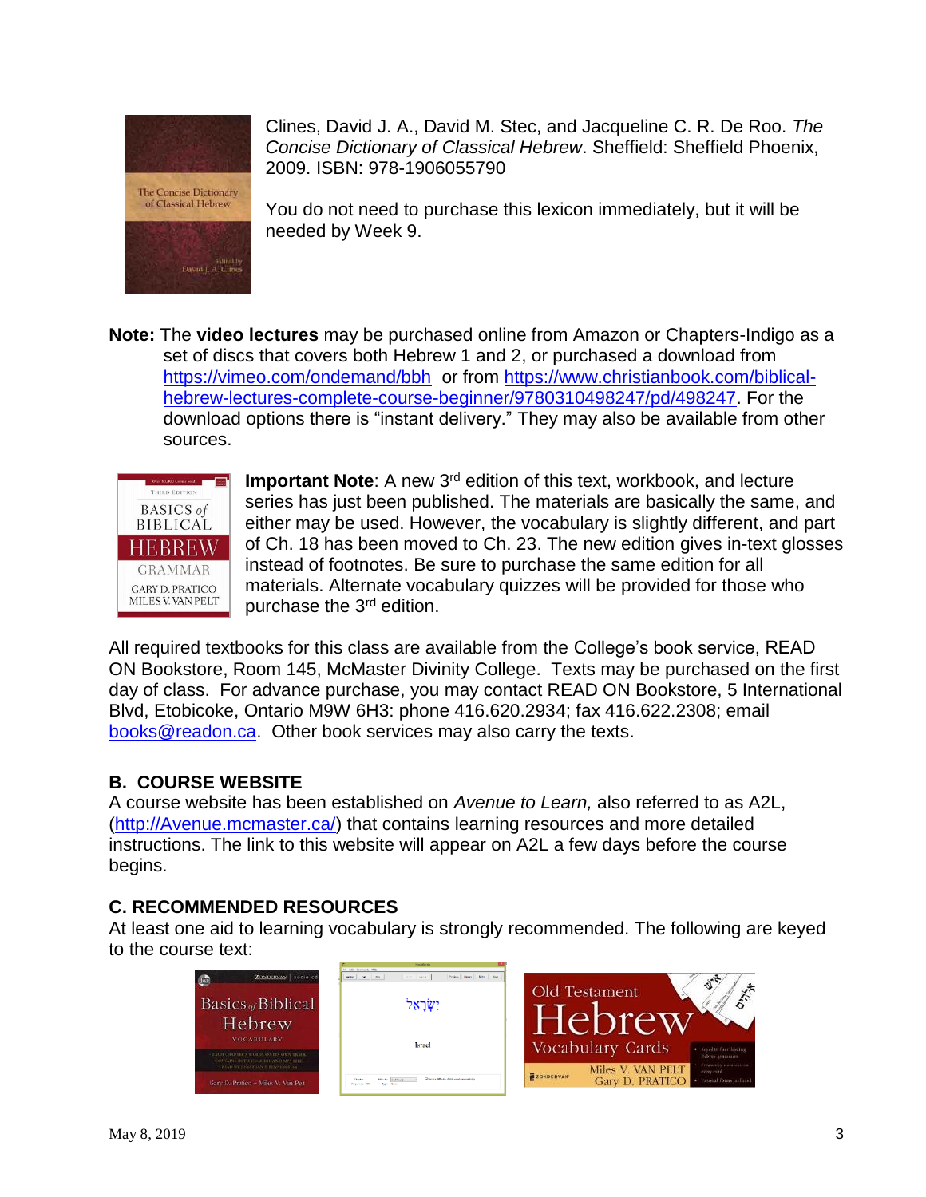Clines, David J. A., David M. Stec, and Jacqueline C. R. De Roo. *The Concise Dictionary of Classical Hebrew*. Sheffield: Sheffield Phoenix, 2009. ISBN: 978-1906055790

You do not need to purchase this lexicon immediately, but it will be needed by Week 9.

**Note:** The **video lectures** may be purchased online from Amazon or Chapters-Indigo as a set of discs that covers both Hebrew 1 and 2, or purchased a download from https://vimeo.com/ondemand/bbh or from https://www.christianbook.com/biblical-hebrew-lectures-complete-course-beginner/9780310498247/pd/498247. For the download options there is "instant delivery." They may also be available from other sources.

**Important Note**: A new 3rd edition of this text, workbook, and lecture series has just been published. The materials are basically the same, and either may be used. However, the vocabulary is slightly different, and part of Ch. 18 has been moved to Ch. 23. The new edition gives in-text glosses instead of footnotes. Be sure to purchase the same edition for all materials. Alternate vocabulary quizzes will be provided for those who purchase the 3rd edition.

All required textbooks for this class are available from the College's book service, READ ON Bookstore, Room 145, McMaster Divinity College. Texts may be purchased on the first day of class. For advance purchase, you may contact READ ON Bookstore, 5 International Blvd, Etobicoke, Ontario M9W 6H3: phone 416.620.2934; fax 416.622.2308; email books@readon.ca. Other book services may also carry the texts.

## B. COURSE WEBSITE

A course website has been established on *Avenue to Learn,* also referred to as A2L, (http://Avenue.mcmaster.ca/) that contains learning resources and more detailed instructions. The link to this website will appear on A2L a few days before the course begins.

## C. RECOMMENDED RESOURCES

At least one aid to learning vocabulary is strongly recommended. The following are keyed to the course text: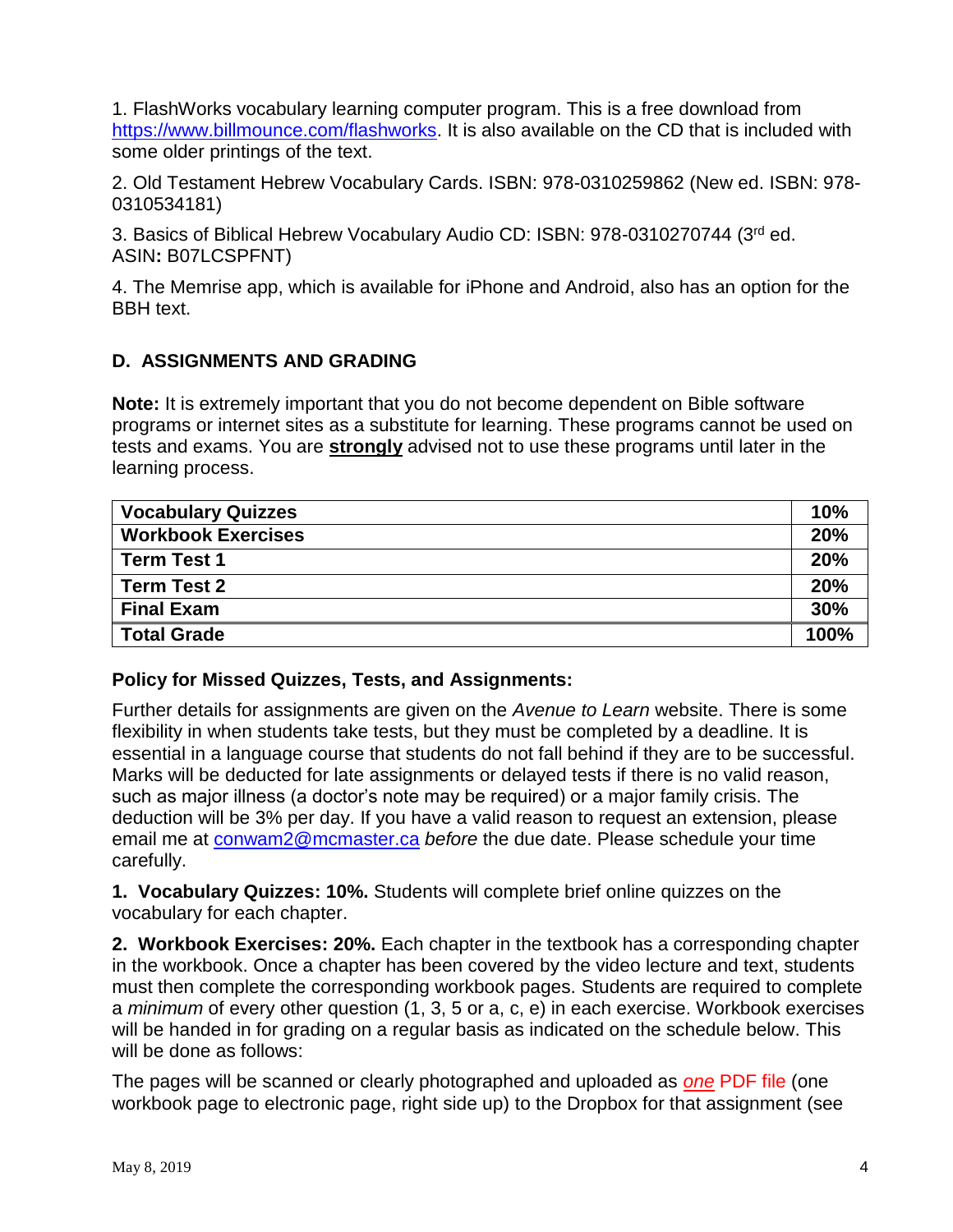1. FlashWorks vocabulary learning computer program. This is a free download from [https://www.billmounce.com/flashworks](https://www.billmounce.com/flashworks). It is also available on the CD that is included with some older printings of the text.

2. Old Testament Hebrew Vocabulary Cards. ISBN: 978-0310259862 (New ed. ISBN: 978-0310534181)

3. Basics of Biblical Hebrew Vocabulary Audio CD: ISBN: 978-0310270744 (3rd ed. ASIN**:** B07LCSPFNT)

4. The Memrise app, which is available for iPhone and Android, also has an option for the BBH text.

## D. ASSIGNMENTS AND GRADING

**Note:** It is extremely important that you do not become dependent on Bible software programs or internet sites as a substitute for learning. These programs cannot be used on tests and exams. You are **strongly** advised not to use these programs until later in the learning process.

| | |
|---|---|
| **Vocabulary Quizzes** | **10%** |
| **Workbook Exercises** | **20%** |
| **Term Test 1** | **20%** |
| **Term Test 2** | **20%** |
| **Final Exam** | **30%** |
| **Total Grade** | **100%** |

### Policy for Missed Quizzes, Tests, and Assignments:

Further details for assignments are given on the *Avenue to Learn* website. There is some flexibility in when students take tests, but they must be completed by a deadline. It is essential in a language course that students do not fall behind if they are to be successful. Marks will be deducted for late assignments or delayed tests if there is no valid reason, such as major illness (a doctor's note may be required) or a major family crisis. The deduction will be 3% per day. If you have a valid reason to request an extension, please email me at conwam2@mcmaster.ca *before* the due date. Please schedule your time carefully.

**1. Vocabulary Quizzes: 10%.** Students will complete brief online quizzes on the vocabulary for each chapter.

**2. Workbook Exercises: 20%.** Each chapter in the textbook has a corresponding chapter in the workbook. Once a chapter has been covered by the video lecture and text, students must then complete the corresponding workbook pages. Students are required to complete a *minimum* of every other question (1, 3, 5 or a, c, e) in each exercise. Workbook exercises will be handed in for grading on a regular basis as indicated on the schedule below. This will be done as follows:

The pages will be scanned or clearly photographed and uploaded as ***one*** PDF file (one workbook page to electronic page, right side up) to the Dropbox for that assignment (see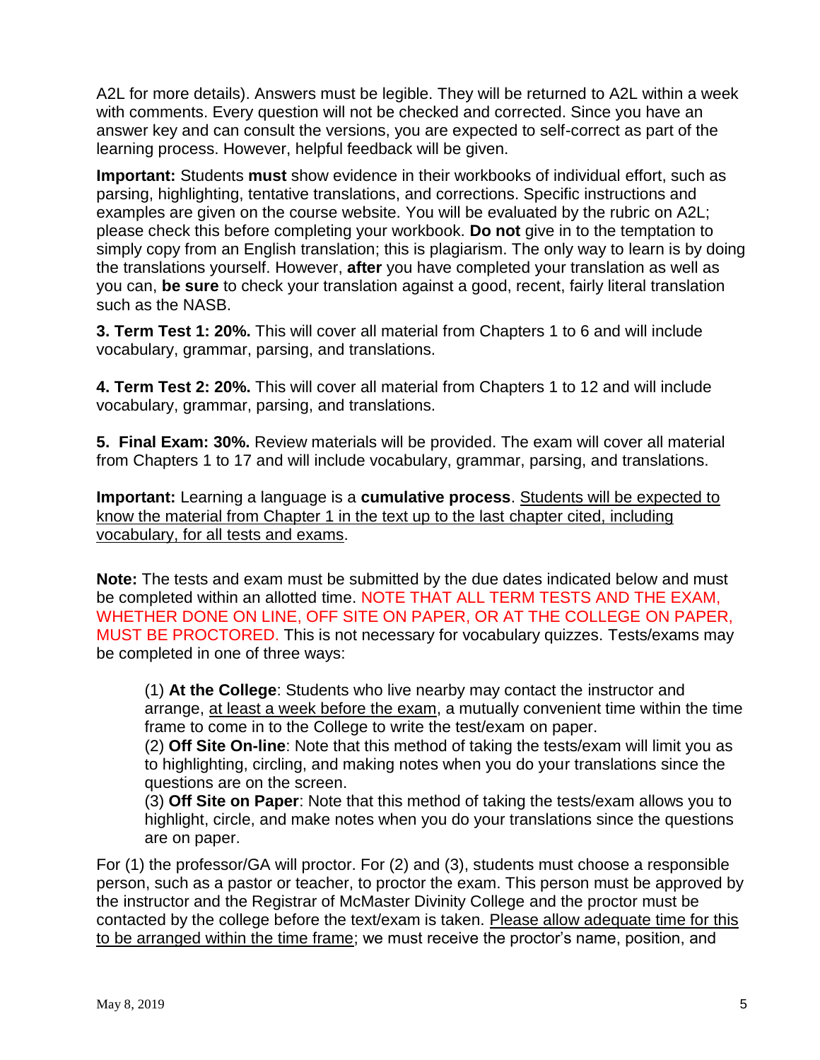A2L for more details). Answers must be legible. They will be returned to A2L within a week with comments. Every question will not be checked and corrected. Since you have an answer key and can consult the versions, you are expected to self-correct as part of the learning process. However, helpful feedback will be given.

**Important:** Students **must** show evidence in their workbooks of individual effort, such as parsing, highlighting, tentative translations, and corrections. Specific instructions and examples are given on the course website. You will be evaluated by the rubric on A2L; please check this before completing your workbook. **Do not** give in to the temptation to simply copy from an English translation; this is plagiarism. The only way to learn is by doing the translations yourself. However, **after** you have completed your translation as well as you can, **be sure** to check your translation against a good, recent, fairly literal translation such as the NASB.

**3. Term Test 1: 20%.** This will cover all material from Chapters 1 to 6 and will include vocabulary, grammar, parsing, and translations.

**4. Term Test 2: 20%.** This will cover all material from Chapters 1 to 12 and will include vocabulary, grammar, parsing, and translations.

**5. Final Exam: 30%.** Review materials will be provided. The exam will cover all material from Chapters 1 to 17 and will include vocabulary, grammar, parsing, and translations.

**Important:** Learning a language is a **cumulative process**. Students will be expected to know the material from Chapter 1 in the text up to the last chapter cited, including vocabulary, for all tests and exams.

**Note:** The tests and exam must be submitted by the due dates indicated below and must be completed within an allotted time. NOTE THAT ALL TERM TESTS AND THE EXAM, WHETHER DONE ON LINE, OFF SITE ON PAPER, OR AT THE COLLEGE ON PAPER, MUST BE PROCTORED. This is not necessary for vocabulary quizzes. Tests/exams may be completed in one of three ways:

> (1) **At the College**: Students who live nearby may contact the instructor and arrange, at least a week before the exam, a mutually convenient time within the time frame to come in to the College to write the test/exam on paper.
> (2) **Off Site On-line**: Note that this method of taking the tests/exam will limit you as to highlighting, circling, and making notes when you do your translations since the questions are on the screen.
> (3) **Off Site on Paper**: Note that this method of taking the tests/exam allows you to highlight, circle, and make notes when you do your translations since the questions are on paper.

For (1) the professor/GA will proctor. For (2) and (3), students must choose a responsible person, such as a pastor or teacher, to proctor the exam. This person must be approved by the instructor and the Registrar of McMaster Divinity College and the proctor must be contacted by the college before the text/exam is taken. Please allow adequate time for this to be arranged within the time frame; we must receive the proctor's name, position, and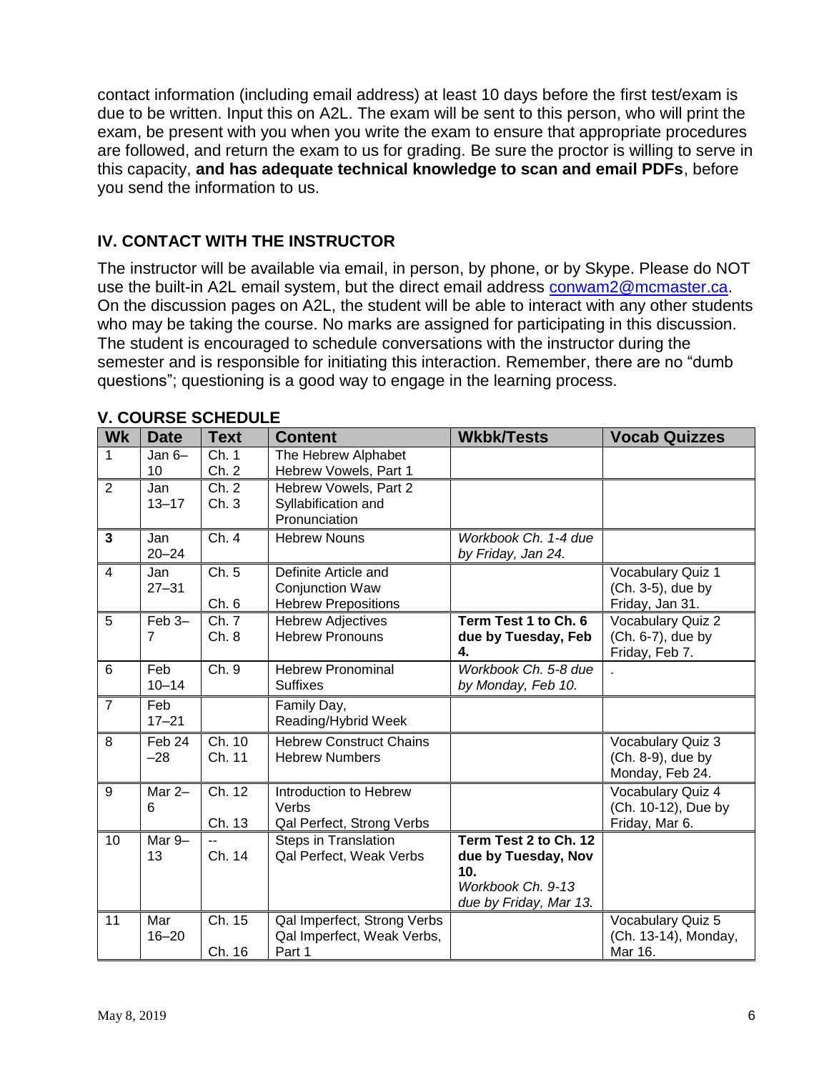contact information (including email address) at least 10 days before the first test/exam is due to be written. Input this on A2L. The exam will be sent to this person, who will print the exam, be present with you when you write the exam to ensure that appropriate procedures are followed, and return the exam to us for grading. Be sure the proctor is willing to serve in this capacity, **and has adequate technical knowledge to scan and email PDFs**, before you send the information to us.

## IV. CONTACT WITH THE INSTRUCTOR

The instructor will be available via email, in person, by phone, or by Skype. Please do NOT use the built-in A2L email system, but the direct email address conwam2@mcmaster.ca. On the discussion pages on A2L, the student will be able to interact with any other students who may be taking the course. No marks are assigned for participating in this discussion. The student is encouraged to schedule conversations with the instructor during the semester and is responsible for initiating this interaction. Remember, there are no "dumb questions"; questioning is a good way to engage in the learning process.

## V. COURSE SCHEDULE

| Wk | Date | Text | Content | Wkbk/Tests | Vocab Quizzes |
|---|---|---|---|---|---|
| 1 | Jan 6–10 | Ch. 1<br>Ch. 2 | The Hebrew Alphabet<br>Hebrew Vowels, Part 1 | | |
| 2 | Jan 13–17 | Ch. 2<br>Ch. 3 | Hebrew Vowels, Part 2<br>Syllabification and Pronunciation | | |
| **3** | Jan 20–24 | Ch. 4 | Hebrew Nouns | *Workbook Ch. 1-4 due by Friday, Jan 24.* | |
| 4 | Jan 27–31 | Ch. 5<br><br>Ch. 6 | Definite Article and Conjunction Waw<br>Hebrew Prepositions | | Vocabulary Quiz 1 (Ch. 3-5), due by Friday, Jan 31. |
| 5 | Feb 3–7 | Ch. 7<br>Ch. 8 | Hebrew Adjectives<br>Hebrew Pronouns | **Term Test 1 to Ch. 6 due by Tuesday, Feb 4.** | Vocabulary Quiz 2 (Ch. 6-7), due by Friday, Feb 7. |
| 6 | Feb 10–14 | Ch. 9 | Hebrew Pronominal Suffixes | *Workbook Ch. 5-8 due by Monday, Feb 10.* | . |
| 7 | Feb 17–21 | | Family Day,<br>Reading/Hybrid Week | | |
| 8 | Feb 24 –28 | Ch. 10<br>Ch. 11 | Hebrew Construct Chains<br>Hebrew Numbers | | Vocabulary Quiz 3 (Ch. 8-9), due by Monday, Feb 24. |
| 9 | Mar 2–6 | Ch. 12<br><br>Ch. 13 | Introduction to Hebrew Verbs<br>Qal Perfect, Strong Verbs | | Vocabulary Quiz 4 (Ch. 10-12), Due by Friday, Mar 6. |
| 10 | Mar 9–13 | --<br>Ch. 14 | Steps in Translation<br>Qal Perfect, Weak Verbs | **Term Test 2 to Ch. 12 due by Tuesday, Nov 10.**<br>*Workbook Ch. 9-13 due by Friday, Mar 13.* | |
| 11 | Mar 16–20 | Ch. 15<br><br>Ch. 16 | Qal Imperfect, Strong Verbs<br>Qal Imperfect, Weak Verbs, Part 1 | | Vocabulary Quiz 5 (Ch. 13-14), Monday, Mar 16. |

May 8, 2019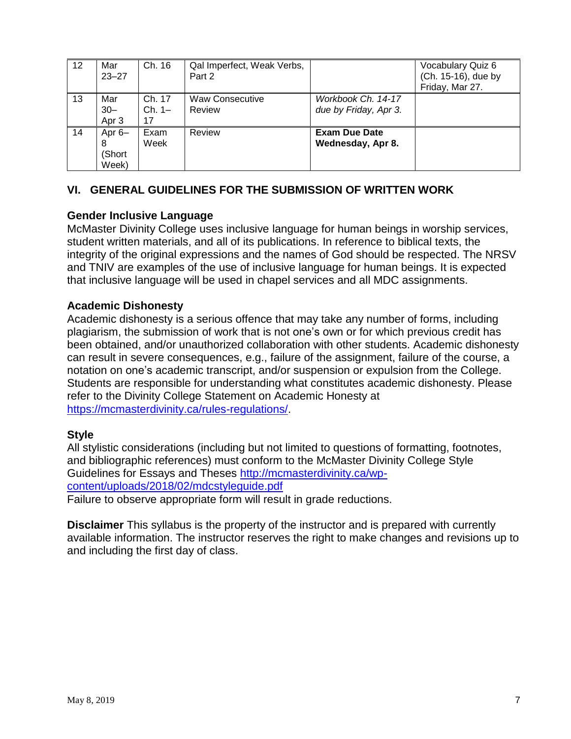| | | | | | |
|---|---|---|---|---|---|
| 12 | Mar 23–27 | Ch. 16 | Qal Imperfect, Weak Verbs, Part 2 | | Vocabulary Quiz 6 (Ch. 15-16), due by Friday, Mar 27. |
| 13 | Mar 30–Apr 3 | Ch. 17 Ch. 1–17 | Waw Consecutive Review | *Workbook Ch. 14-17 due by Friday, Apr 3.* | |
| 14 | Apr 6–8 (Short Week) | Exam Week | Review | **Exam Due Date Wednesday, Apr 8.** | |

## VI. GENERAL GUIDELINES FOR THE SUBMISSION OF WRITTEN WORK

### Gender Inclusive Language

McMaster Divinity College uses inclusive language for human beings in worship services, student written materials, and all of its publications. In reference to biblical texts, the integrity of the original expressions and the names of God should be respected. The NRSV and TNIV are examples of the use of inclusive language for human beings. It is expected that inclusive language will be used in chapel services and all MDC assignments.

### Academic Dishonesty

Academic dishonesty is a serious offence that may take any number of forms, including plagiarism, the submission of work that is not one's own or for which previous credit has been obtained, and/or unauthorized collaboration with other students. Academic dishonesty can result in severe consequences, e.g., failure of the assignment, failure of the course, a notation on one's academic transcript, and/or suspension or expulsion from the College. Students are responsible for understanding what constitutes academic dishonesty. Please refer to the Divinity College Statement on Academic Honesty at https://mcmasterdivinity.ca/rules-regulations/.

### Style

All stylistic considerations (including but not limited to questions of formatting, footnotes, and bibliographic references) must conform to the McMaster Divinity College Style Guidelines for Essays and Theses http://mcmasterdivinity.ca/wp-content/uploads/2018/02/mdcstyleguide.pdf

Failure to observe appropriate form will result in grade reductions.

**Disclaimer** This syllabus is the property of the instructor and is prepared with currently available information. The instructor reserves the right to make changes and revisions up to and including the first day of class.

May 8, 2019